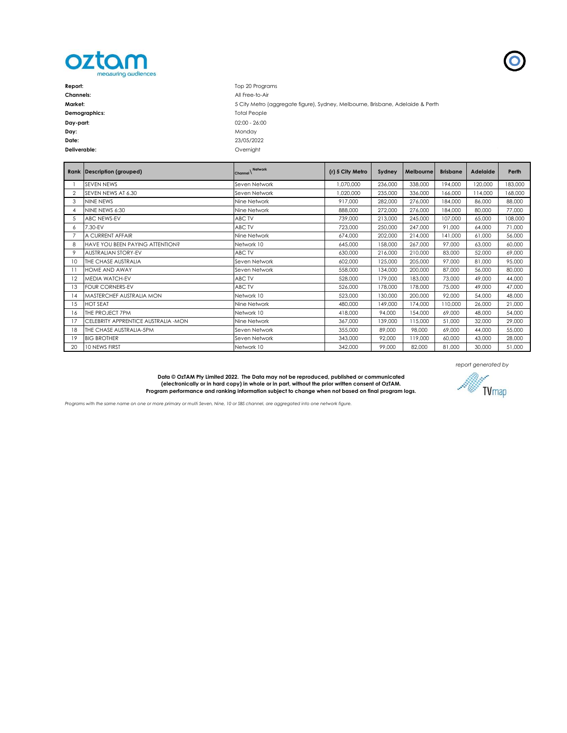oztam
measuring audiences

| | |
|---|---|
| **Report:** | Top 20 Programs |
| **Channels:** | All Free-to-Air |
| **Market:** | 5 City Metro (aggregate figure), Sydney, Melbourne, Brisbane, Adelaide & Perth |
| **Demographics:** | Total People |
| **Day-part:** | 02:00 - 26:00 |
| **Day:** | Monday |
| **Date:** | 23/05/2022 |
| **Deliverable:** | Overnight |

| Rank | Description (grouped) | Channel \ Network | (r) 5 City Metro | Sydney | Melbourne | Brisbane | Adelaide | Perth |
|---|---|---|---|---|---|---|---|---|
| 1 | SEVEN NEWS | Seven Network | 1,070,000 | 236,000 | 338,000 | 194,000 | 120,000 | 183,000 |
| 2 | SEVEN NEWS AT 6.30 | Seven Network | 1,020,000 | 235,000 | 336,000 | 166,000 | 114,000 | 168,000 |
| 3 | NINE NEWS | Nine Network | 917,000 | 282,000 | 276,000 | 184,000 | 86,000 | 88,000 |
| 4 | NINE NEWS 6:30 | Nine Network | 888,000 | 272,000 | 276,000 | 184,000 | 80,000 | 77,000 |
| 5 | ABC NEWS-EV | ABC TV | 739,000 | 213,000 | 245,000 | 107,000 | 65,000 | 108,000 |
| 6 | 7.30-EV | ABC TV | 723,000 | 250,000 | 247,000 | 91,000 | 64,000 | 71,000 |
| 7 | A CURRENT AFFAIR | Nine Network | 674,000 | 202,000 | 214,000 | 141,000 | 61,000 | 56,000 |
| 8 | HAVE YOU BEEN PAYING ATTENTION? | Network 10 | 645,000 | 158,000 | 267,000 | 97,000 | 63,000 | 60,000 |
| 9 | AUSTRALIAN STORY-EV | ABC TV | 630,000 | 216,000 | 210,000 | 83,000 | 52,000 | 69,000 |
| 10 | THE CHASE AUSTRALIA | Seven Network | 602,000 | 125,000 | 205,000 | 97,000 | 81,000 | 95,000 |
| 11 | HOME AND AWAY | Seven Network | 558,000 | 134,000 | 200,000 | 87,000 | 56,000 | 80,000 |
| 12 | MEDIA WATCH-EV | ABC TV | 528,000 | 179,000 | 183,000 | 73,000 | 49,000 | 44,000 |
| 13 | FOUR CORNERS-EV | ABC TV | 526,000 | 178,000 | 178,000 | 75,000 | 49,000 | 47,000 |
| 14 | MASTERCHEF AUSTRALIA MON | Network 10 | 523,000 | 130,000 | 200,000 | 92,000 | 54,000 | 48,000 |
| 15 | HOT SEAT | Nine Network | 480,000 | 149,000 | 174,000 | 110,000 | 26,000 | 21,000 |
| 16 | THE PROJECT 7PM | Network 10 | 418,000 | 94,000 | 154,000 | 69,000 | 48,000 | 54,000 |
| 17 | CELEBRITY APPRENTICE AUSTRALIA -MON | Nine Network | 367,000 | 139,000 | 115,000 | 51,000 | 32,000 | 29,000 |
| 18 | THE CHASE AUSTRALIA-5PM | Seven Network | 355,000 | 89,000 | 98,000 | 69,000 | 44,000 | 55,000 |
| 19 | BIG BROTHER | Seven Network | 343,000 | 92,000 | 119,000 | 60,000 | 43,000 | 28,000 |
| 20 | 10 NEWS FIRST | Network 10 | 342,000 | 99,000 | 82,000 | 81,000 | 30,000 | 51,000 |

*report generated by* TVmap

**Data © OzTAM Pty Limited 2022. The Data may not be reproduced, published or communicated (electronically or in hard copy) in whole or in part, without the prior written consent of OzTAM. Program performance and ranking information subject to change when not based on final program logs.**

*Programs with the same name on one or more primary or multi Seven, Nine, 10 or SBS channel, are aggregated into one network figure.*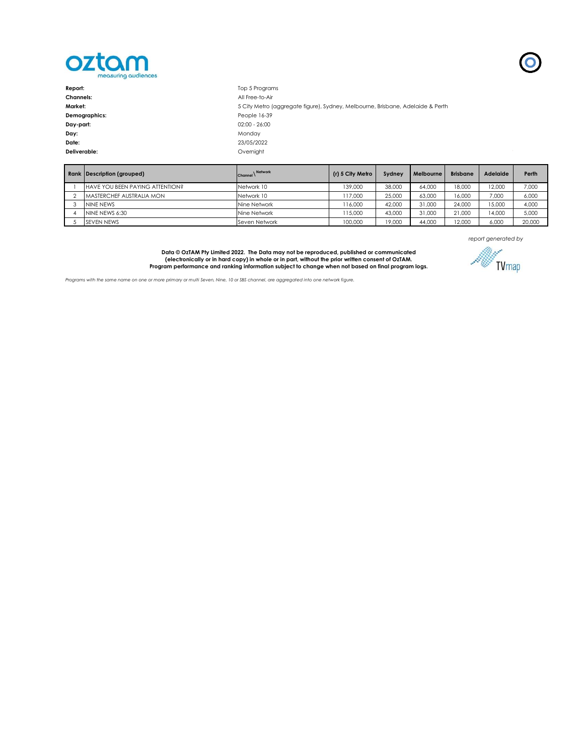| | |
|---|---|
| **Report:** | Top 5 Programs |
| **Channels:** | All Free-to-Air |
| **Market:** | 5 City Metro (aggregate figure), Sydney, Melbourne, Brisbane, Adelaide & Perth |
| **Demographics:** | People 16-39 |
| **Day-part:** | 02:00 - 26:00 |
| **Day:** | Monday |
| **Date:** | 23/05/2022 |
| **Deliverable:** | Overnight |

| Rank | Description (grouped) | Channel \ Network | (r) 5 City Metro | Sydney | Melbourne | Brisbane | Adelaide | Perth |
|---|---|---|---|---|---|---|---|---|
| 1 | HAVE YOU BEEN PAYING ATTENTION? | Network 10 | 139,000 | 38,000 | 64,000 | 18,000 | 12,000 | 7,000 |
| 2 | MASTERCHEF AUSTRALIA MON | Network 10 | 117,000 | 25,000 | 63,000 | 16,000 | 7,000 | 6,000 |
| 3 | NINE NEWS | Nine Network | 116,000 | 42,000 | 31,000 | 24,000 | 15,000 | 4,000 |
| 4 | NINE NEWS 6:30 | Nine Network | 115,000 | 43,000 | 31,000 | 21,000 | 14,000 | 5,000 |
| 5 | SEVEN NEWS | Seven Network | 100,000 | 19,000 | 44,000 | 12,000 | 6,000 | 20,000 |

*report generated by* TVmap

**Data © OzTAM Pty Limited 2022. The Data may not be reproduced, published or communicated (electronically or in hard copy) in whole or in part, without the prior written consent of OzTAM. Program performance and ranking information subject to change when not based on final program logs.**

*Programs with the same name on one or more primary or multi Seven, Nine, 10 or SBS channel, are aggregated into one network figure.*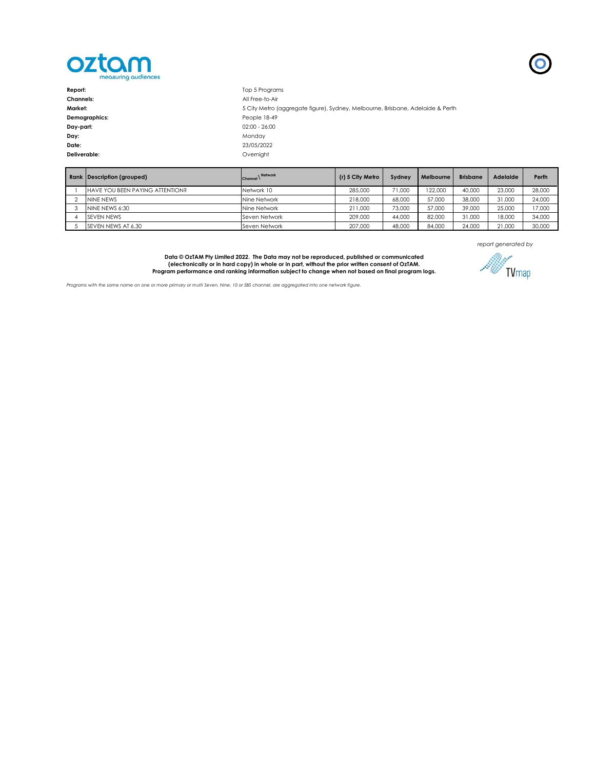**Report:** Top 5 Programs
**Channels:** All Free-to-Air
**Market:** 5 City Metro (aggregate figure), Sydney, Melbourne, Brisbane, Adelaide & Perth
**Demographics:** People 18-49
**Day-part:** 02:00 - 26:00
**Day:** Monday
**Date:** 23/05/2022
**Deliverable:** Overnight

| Rank | Description (grouped) | Channel \ Network | (r) 5 City Metro | Sydney | Melbourne | Brisbane | Adelaide | Perth |
|---|---|---|---|---|---|---|---|---|
| 1 | HAVE YOU BEEN PAYING ATTENTION? | Network 10 | 285,000 | 71,000 | 122,000 | 40,000 | 23,000 | 28,000 |
| 2 | NINE NEWS | Nine Network | 218,000 | 68,000 | 57,000 | 38,000 | 31,000 | 24,000 |
| 3 | NINE NEWS 6:30 | Nine Network | 211,000 | 73,000 | 57,000 | 39,000 | 25,000 | 17,000 |
| 4 | SEVEN NEWS | Seven Network | 209,000 | 44,000 | 82,000 | 31,000 | 18,000 | 34,000 |
| 5 | SEVEN NEWS AT 6.30 | Seven Network | 207,000 | 48,000 | 84,000 | 24,000 | 21,000 | 30,000 |

*report generated by* TVmap

**Data © OzTAM Pty Limited 2022. The Data may not be reproduced, published or communicated (electronically or in hard copy) in whole or in part, without the prior written consent of OzTAM.**
**Program performance and ranking information subject to change when not based on final program logs.**

*Programs with the same name on one or more primary or multi Seven, Nine, 10 or SBS channel, are aggregated into one network figure.*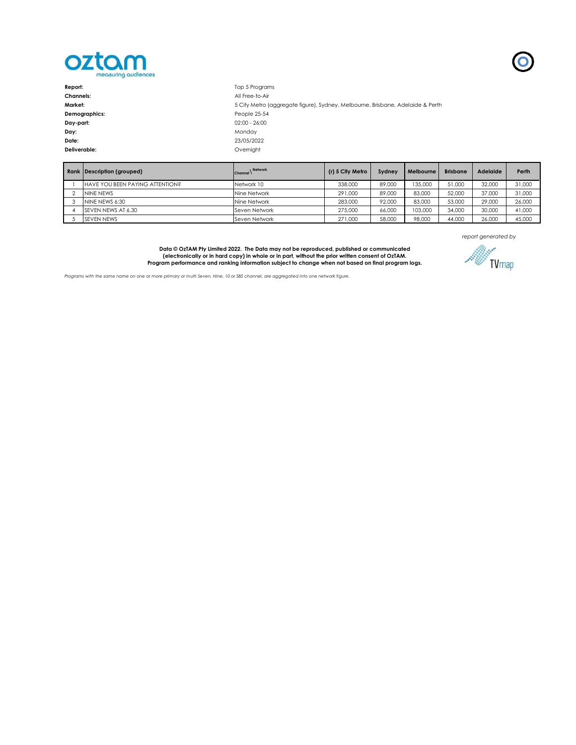oztam
measuring audiences

| | |
|---|---|
| **Report:** | Top 5 Programs |
| **Channels:** | All Free-to-Air |
| **Market:** | 5 City Metro (aggregate figure), Sydney, Melbourne, Brisbane, Adelaide & Perth |
| **Demographics:** | People 25-54 |
| **Day-part:** | 02:00 - 26:00 |
| **Day:** | Monday |
| **Date:** | 23/05/2022 |
| **Deliverable:** | Overnight |

| Rank | Description (grouped) | Channel \ Network | (r) 5 City Metro | Sydney | Melbourne | Brisbane | Adelaide | Perth |
|---|---|---|---|---|---|---|---|---|
| 1 | HAVE YOU BEEN PAYING ATTENTION? | Network 10 | 338,000 | 89,000 | 135,000 | 51,000 | 32,000 | 31,000 |
| 2 | NINE NEWS | Nine Network | 291,000 | 89,000 | 83,000 | 52,000 | 37,000 | 31,000 |
| 3 | NINE NEWS 6:30 | Nine Network | 283,000 | 92,000 | 83,000 | 53,000 | 29,000 | 26,000 |
| 4 | SEVEN NEWS AT 6.30 | Seven Network | 275,000 | 66,000 | 103,000 | 34,000 | 30,000 | 41,000 |
| 5 | SEVEN NEWS | Seven Network | 271,000 | 58,000 | 98,000 | 44,000 | 26,000 | 45,000 |

*report generated by*

TVmap

**Data © OzTAM Pty Limited 2022. The Data may not be reproduced, published or communicated (electronically or in hard copy) in whole or in part, without the prior written consent of OzTAM. Program performance and ranking information subject to change when not based on final program logs.**

*Programs with the same name on one or more primary or multi Seven, Nine, 10 or SBS channel, are aggregated into one network figure.*